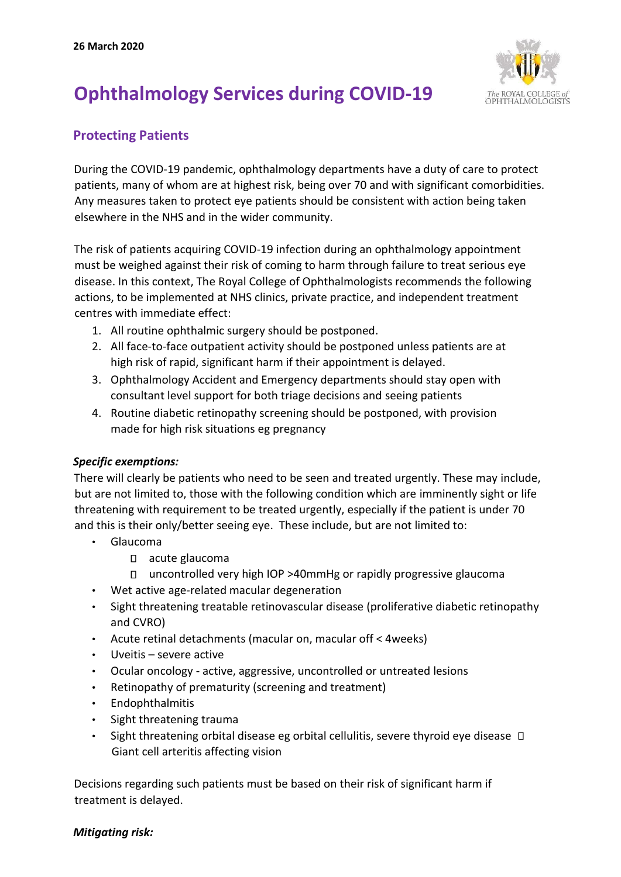**26 March 2020**

# Ophthalmology Services during COVID-19

The ROYAL COLLEGE of OPHTHALMOLOGISTS

## Protecting Patients

During the COVID-19 pandemic, ophthalmology departments have a duty of care to protect patients, many of whom are at highest risk, being over 70 and with significant comorbidities. Any measures taken to protect eye patients should be consistent with action being taken elsewhere in the NHS and in the wider community.

The risk of patients acquiring COVID-19 infection during an ophthalmology appointment must be weighed against their risk of coming to harm through failure to treat serious eye disease. In this context, The Royal College of Ophthalmologists recommends the following actions, to be implemented at NHS clinics, private practice, and independent treatment centres with immediate effect:

1. All routine ophthalmic surgery should be postponed.
2. All face-to-face outpatient activity should be postponed unless patients are at high risk of rapid, significant harm if their appointment is delayed.
3. Ophthalmology Accident and Emergency departments should stay open with consultant level support for both triage decisions and seeing patients
4. Routine diabetic retinopathy screening should be postponed, with provision made for high risk situations eg pregnancy

***Specific exemptions:***

There will clearly be patients who need to be seen and treated urgently. These may include, but are not limited to, those with the following condition which are imminently sight or life threatening with requirement to be treated urgently, especially if the patient is under 70 and this is their only/better seeing eye. These include, but are not limited to:

- Glaucoma
  - acute glaucoma
  - uncontrolled very high IOP >40mmHg or rapidly progressive glaucoma
- Wet active age-related macular degeneration
- Sight threatening treatable retinovascular disease (proliferative diabetic retinopathy and CVRO)
- Acute retinal detachments (macular on, macular off < 4weeks)
- Uveitis – severe active
- Ocular oncology - active, aggressive, uncontrolled or untreated lesions
- Retinopathy of prematurity (screening and treatment)
- Endophthalmitis
- Sight threatening trauma
- Sight threatening orbital disease eg orbital cellulitis, severe thyroid eye disease
  - Giant cell arteritis affecting vision

Decisions regarding such patients must be based on their risk of significant harm if treatment is delayed.

***Mitigating risk:***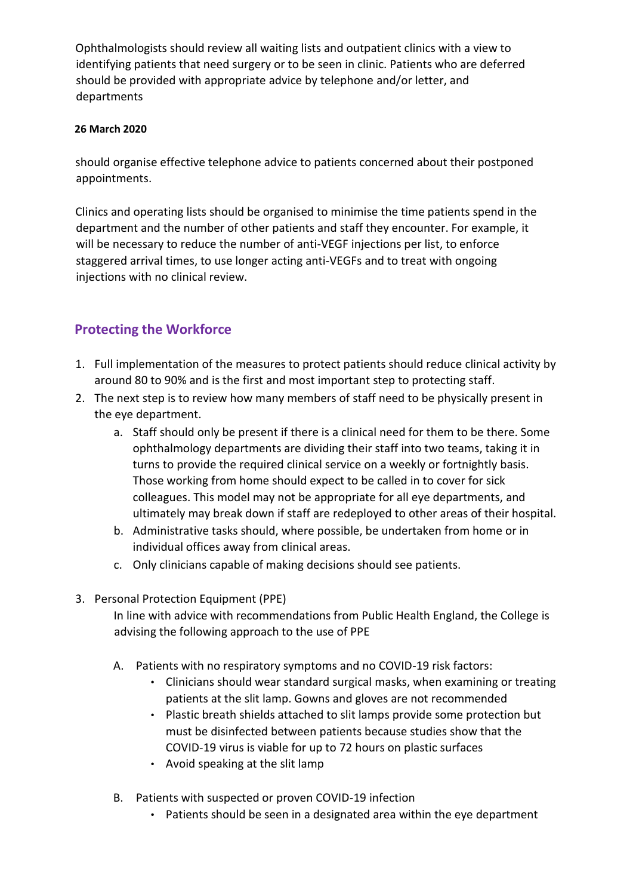Ophthalmologists should review all waiting lists and outpatient clinics with a view to identifying patients that need surgery or to be seen in clinic. Patients who are deferred should be provided with appropriate advice by telephone and/or letter, and departments should organise effective telephone advice to patients concerned about their postponed appointments.

Clinics and operating lists should be organised to minimise the time patients spend in the department and the number of other patients and staff they encounter. For example, it will be necessary to reduce the number of anti-VEGF injections per list, to enforce staggered arrival times, to use longer acting anti-VEGFs and to treat with ongoing injections with no clinical review.

## Protecting the Workforce

1. Full implementation of the measures to protect patients should reduce clinical activity by around 80 to 90% and is the first and most important step to protecting staff.
2. The next step is to review how many members of staff need to be physically present in the eye department.
    a. Staff should only be present if there is a clinical need for them to be there. Some ophthalmology departments are dividing their staff into two teams, taking it in turns to provide the required clinical service on a weekly or fortnightly basis. Those working from home should expect to be called in to cover for sick colleagues. This model may not be appropriate for all eye departments, and ultimately may break down if staff are redeployed to other areas of their hospital.
    b. Administrative tasks should, where possible, be undertaken from home or in individual offices away from clinical areas.
    c. Only clinicians capable of making decisions should see patients.

3. Personal Protection Equipment (PPE)

    In line with advice with recommendations from Public Health England, the College is advising the following approach to the use of PPE

    A. Patients with no respiratory symptoms and no COVID-19 risk factors:
    - Clinicians should wear standard surgical masks, when examining or treating patients at the slit lamp. Gowns and gloves are not recommended
    - Plastic breath shields attached to slit lamps provide some protection but must be disinfected between patients because studies show that the COVID-19 virus is viable for up to 72 hours on plastic surfaces
    - Avoid speaking at the slit lamp

    B. Patients with suspected or proven COVID-19 infection
    - Patients should be seen in a designated area within the eye department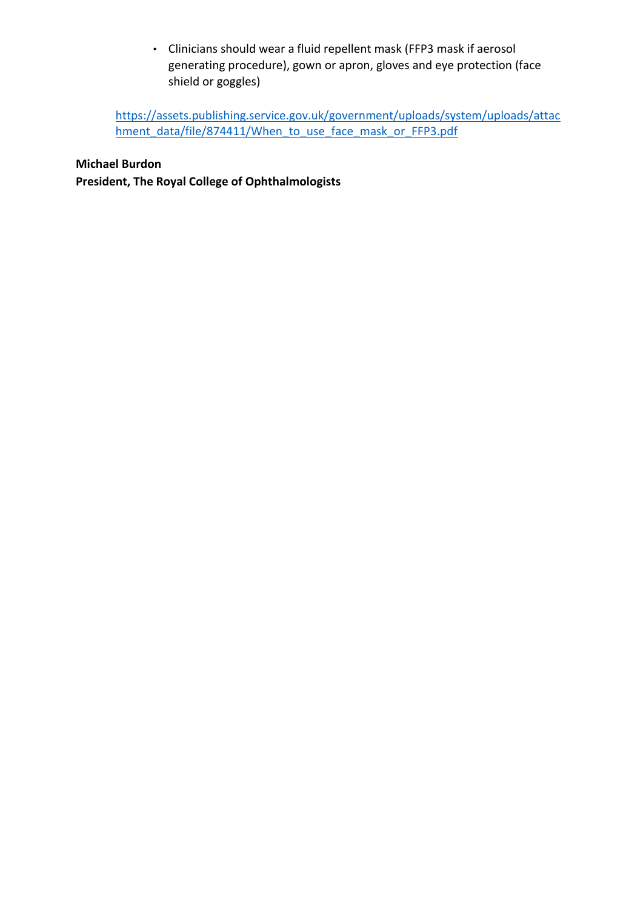- Clinicians should wear a fluid repellent mask (FFP3 mask if aerosol generating procedure), gown or apron, gloves and eye protection (face shield or goggles)

https://assets.publishing.service.gov.uk/government/uploads/system/uploads/attachment_data/file/874411/When_to_use_face_mask_or_FFP3.pdf

**Michael Burdon**
**President, The Royal College of Ophthalmologists**